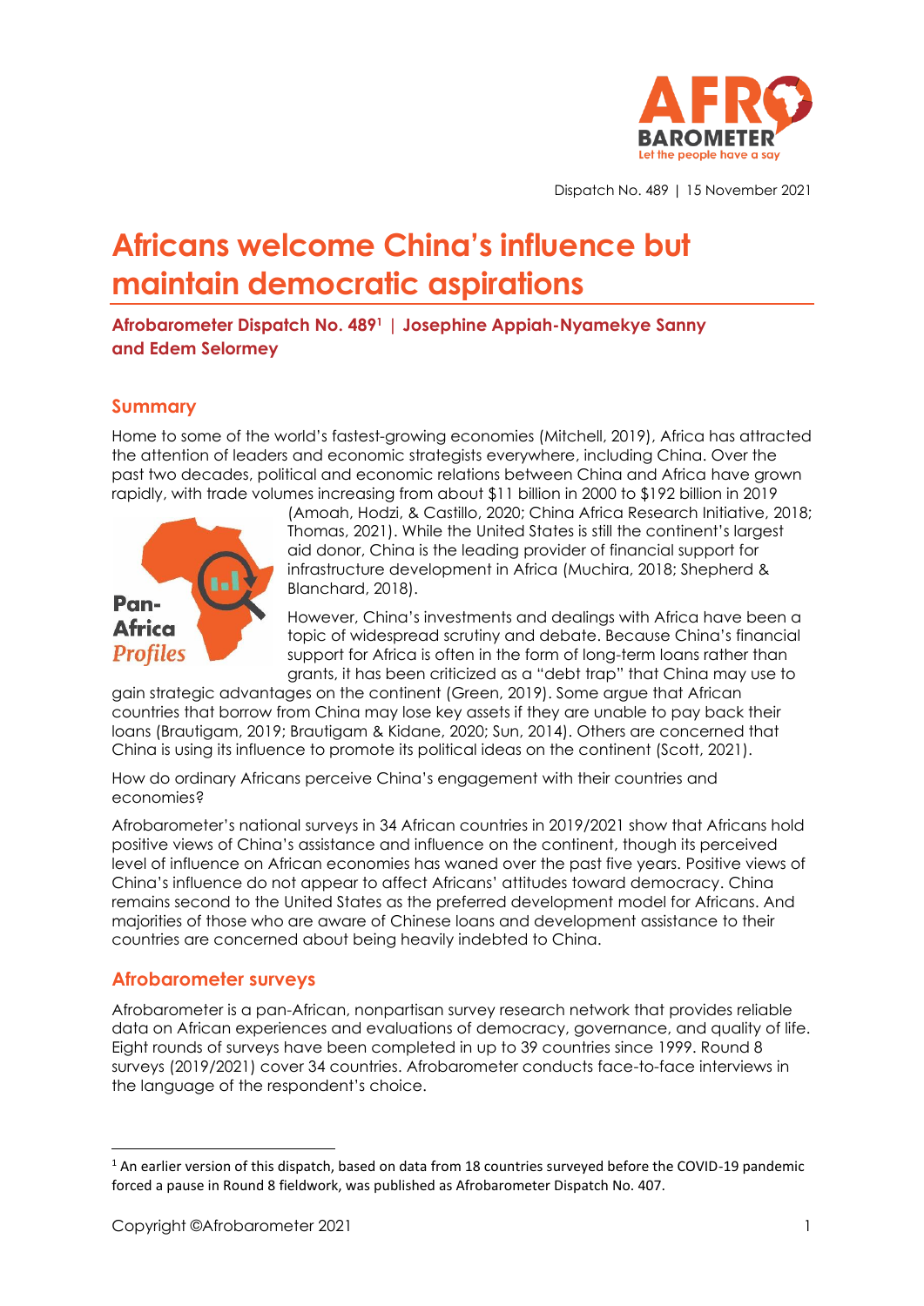Dispatch No. 489 | 15 November 2021

# Africans welcome China's influence but maintain democratic aspirations

**Afrobarometer Dispatch No. 489[1] | Josephine Appiah-Nyamekye Sanny and Edem Selormey**

## Summary

Home to some of the world's fastest-growing economies (Mitchell, 2019), Africa has attracted the attention of leaders and economic strategists everywhere, including China. Over the past two decades, political and economic relations between China and Africa have grown rapidly, with trade volumes increasing from about $11 billion in 2000 to $192 billion in 2019 (Amoah, Hodzi, & Castillo, 2020; China Africa Research Initiative, 2018; Thomas, 2021). While the United States is still the continent's largest aid donor, China is the leading provider of financial support for infrastructure development in Africa (Muchira, 2018; Shepherd & Blanchard, 2018).

However, China's investments and dealings with Africa have been a topic of widespread scrutiny and debate. Because China's financial support for Africa is often in the form of long-term loans rather than grants, it has been criticized as a "debt trap" that China may use to gain strategic advantages on the continent (Green, 2019). Some argue that African countries that borrow from China may lose key assets if they are unable to pay back their loans (Brautigam, 2019; Brautigam & Kidane, 2020; Sun, 2014). Others are concerned that China is using its influence to promote its political ideas on the continent (Scott, 2021).

How do ordinary Africans perceive China's engagement with their countries and economies?

Afrobarometer's national surveys in 34 African countries in 2019/2021 show that Africans hold positive views of China's assistance and influence on the continent, though its perceived level of influence on African economies has waned over the past five years. Positive views of China's influence do not appear to affect Africans' attitudes toward democracy. China remains second to the United States as the preferred development model for Africans. And majorities of those who are aware of Chinese loans and development assistance to their countries are concerned about being heavily indebted to China.

## Afrobarometer surveys

Afrobarometer is a pan-African, nonpartisan survey research network that provides reliable data on African experiences and evaluations of democracy, governance, and quality of life. Eight rounds of surveys have been completed in up to 39 countries since 1999. Round 8 surveys (2019/2021) cover 34 countries. Afrobarometer conducts face-to-face interviews in the language of the respondent's choice.

[1] An earlier version of this dispatch, based on data from 18 countries surveyed before the COVID-19 pandemic forced a pause in Round 8 fieldwork, was published as Afrobarometer Dispatch No. 407.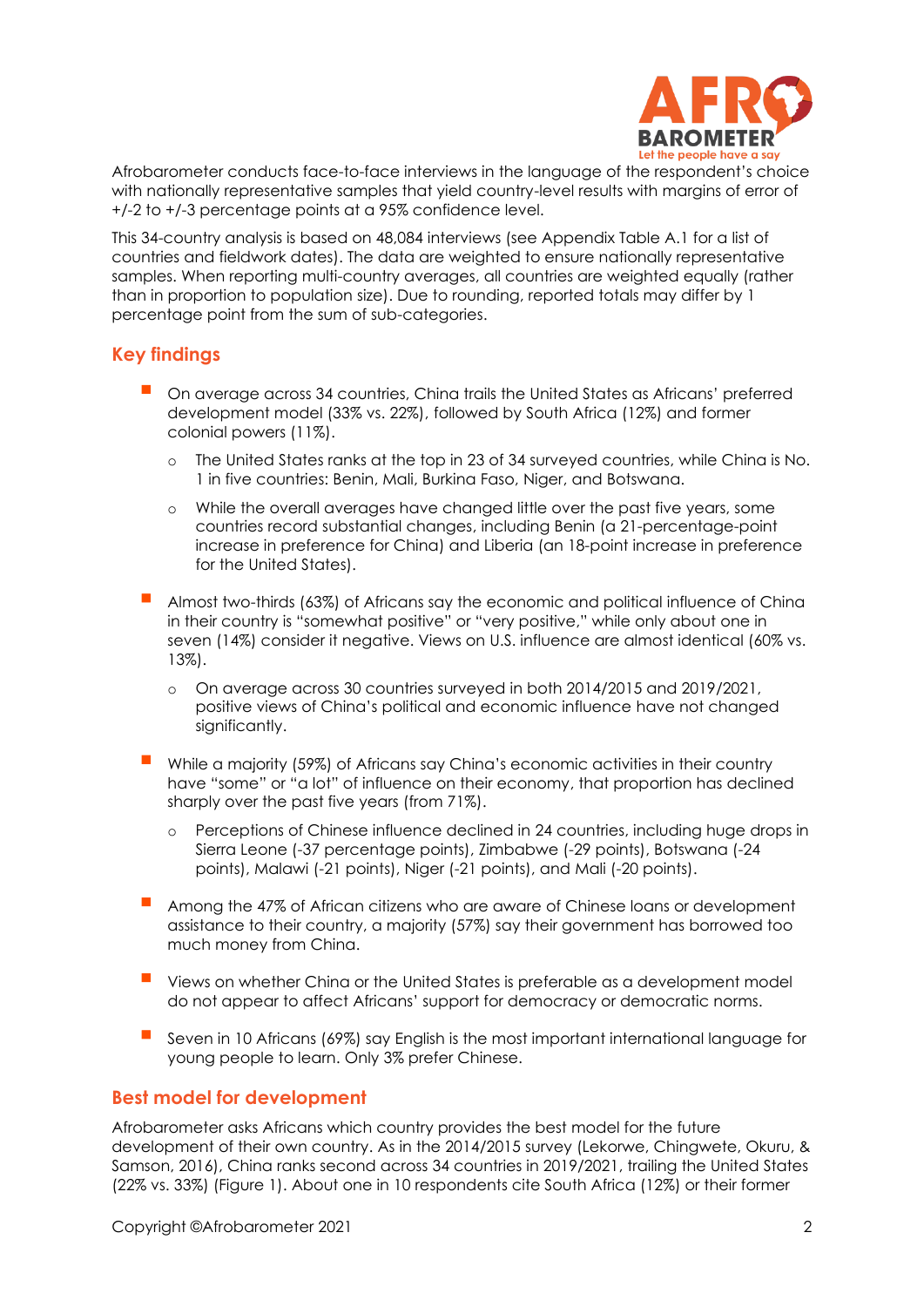Afrobarometer conducts face-to-face interviews in the language of the respondent's choice with nationally representative samples that yield country-level results with margins of error of +/-2 to +/-3 percentage points at a 95% confidence level.

This 34-country analysis is based on 48,084 interviews (see Appendix Table A.1 for a list of countries and fieldwork dates). The data are weighted to ensure nationally representative samples. When reporting multi-country averages, all countries are weighted equally (rather than in proportion to population size). Due to rounding, reported totals may differ by 1 percentage point from the sum of sub-categories.

## Key findings

- On average across 34 countries, China trails the United States as Africans' preferred development model (33% vs. 22%), followed by South Africa (12%) and former colonial powers (11%).
  - The United States ranks at the top in 23 of 34 surveyed countries, while China is No. 1 in five countries: Benin, Mali, Burkina Faso, Niger, and Botswana.
  - While the overall averages have changed little over the past five years, some countries record substantial changes, including Benin (a 21-percentage-point increase in preference for China) and Liberia (an 18-point increase in preference for the United States).
- Almost two-thirds (63%) of Africans say the economic and political influence of China in their country is "somewhat positive" or "very positive," while only about one in seven (14%) consider it negative. Views on U.S. influence are almost identical (60% vs. 13%).
  - On average across 30 countries surveyed in both 2014/2015 and 2019/2021, positive views of China's political and economic influence have not changed significantly.
- While a majority (59%) of Africans say China's economic activities in their country have "some" or "a lot" of influence on their economy, that proportion has declined sharply over the past five years (from 71%).
  - Perceptions of Chinese influence declined in 24 countries, including huge drops in Sierra Leone (-37 percentage points), Zimbabwe (-29 points), Botswana (-24 points), Malawi (-21 points), Niger (-21 points), and Mali (-20 points).
- Among the 47% of African citizens who are aware of Chinese loans or development assistance to their country, a majority (57%) say their government has borrowed too much money from China.
- Views on whether China or the United States is preferable as a development model do not appear to affect Africans' support for democracy or democratic norms.
- Seven in 10 Africans (69%) say English is the most important international language for young people to learn. Only 3% prefer Chinese.

## Best model for development

Afrobarometer asks Africans which country provides the best model for the future development of their own country. As in the 2014/2015 survey (Lekorwe, Chingwete, Okuru, & Samson, 2016), China ranks second across 34 countries in 2019/2021, trailing the United States (22% vs. 33%) (Figure 1). About one in 10 respondents cite South Africa (12%) or their former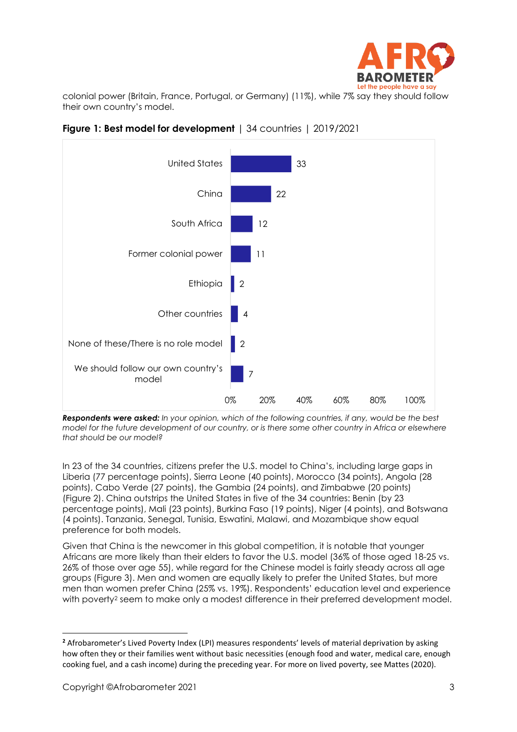colonial power (Britain, France, Portugal, or Germany) (11%), while 7% say they should follow their own country's model.

**Figure 1: Best model for development** | 34 countries | 2019/2021

| Model | % |
|---|---|
| United States | 33 |
| China | 22 |
| South Africa | 12 |
| Former colonial power | 11 |
| Ethiopia | 2 |
| Other countries | 4 |
| None of these/There is no role model | 2 |
| We should follow our own country's model | 7 |

***Respondents were asked:*** *In your opinion, which of the following countries, if any, would be the best model for the future development of our country, or is there some other country in Africa or elsewhere that should be our model?*

In 23 of the 34 countries, citizens prefer the U.S. model to China's, including large gaps in Liberia (77 percentage points), Sierra Leone (40 points), Morocco (34 points), Angola (28 points), Cabo Verde (27 points), the Gambia (24 points), and Zimbabwe (20 points) (Figure 2). China outstrips the United States in five of the 34 countries: Benin (by 23 percentage points), Mali (23 points), Burkina Faso (19 points), Niger (4 points), and Botswana (4 points). Tanzania, Senegal, Tunisia, Eswatini, Malawi, and Mozambique show equal preference for both models.

Given that China is the newcomer in this global competition, it is notable that younger Africans are more likely than their elders to favor the U.S. model (36% of those aged 18-25 vs. 26% of those over age 55), while regard for the Chinese model is fairly steady across all age groups (Figure 3). Men and women are equally likely to prefer the United States, but more men than women prefer China (25% vs. 19%). Respondents' education level and experience with poverty[2] seem to make only a modest difference in their preferred development model.

[2] Afrobarometer's Lived Poverty Index (LPI) measures respondents' levels of material deprivation by asking how often they or their families went without basic necessities (enough food and water, medical care, enough cooking fuel, and a cash income) during the preceding year. For more on lived poverty, see Mattes (2020).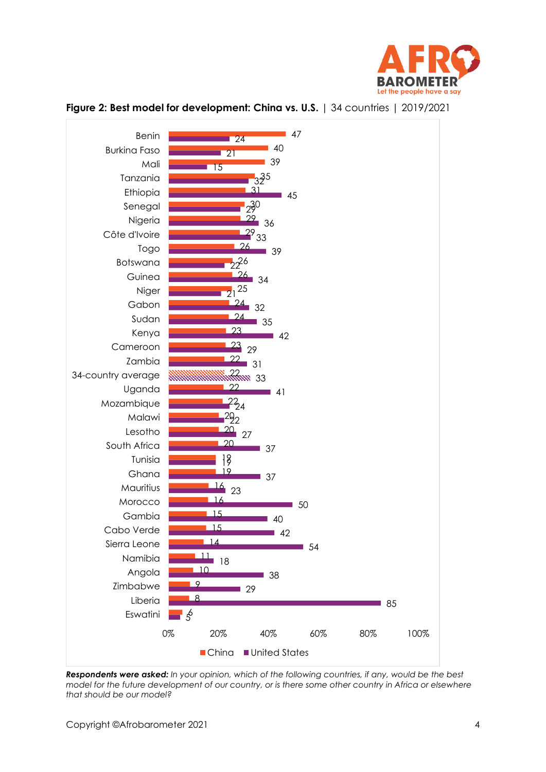**Figure 2: Best model for development: China vs. U.S.** | 34 countries | 2019/2021

| Country | China | United States |
|---|---|---|
| Benin | 47 | 24 |
| Burkina Faso | 40 | 21 |
| Mali | 39 | 15 |
| Tanzania | 35 | 32 |
| Ethiopia | 31 | 45 |
| Senegal | 30 | 29 |
| Nigeria | 29 | 36 |
| Côte d'Ivoire | 29 | 33 |
| Togo | 26 | 39 |
| Botswana | 26 | 22 |
| Guinea | 26 | 34 |
| Niger | 25 | 21 |
| Gabon | 24 | 32 |
| Sudan | 24 | 35 |
| Kenya | 23 | 42 |
| Cameroon | 23 | 29 |
| Zambia | 22 | 31 |
| 34-country average | 22 | 33 |
| Uganda | 22 | 41 |
| Mozambique | 22 | 24 |
| Malawi | 20 | 22 |
| Lesotho | 20 | 27 |
| South Africa | 20 | 37 |
| Tunisia | 19 | 19 |
| Ghana | 19 | 37 |
| Mauritius | 16 | 23 |
| Morocco | 16 | 50 |
| Gambia | 15 | 40 |
| Cabo Verde | 15 | 42 |
| Sierra Leone | 14 | 54 |
| Namibia | 11 | 18 |
| Angola | 10 | 38 |
| Zimbabwe | 9 | 29 |
| Liberia | 8 | 85 |
| Eswatini | 6 | 5 |

***Respondents were asked:*** *In your opinion, which of the following countries, if any, would be the best model for the future development of our country, or is there some other country in Africa or elsewhere that should be our model?*

Copyright ©Afrobarometer 2021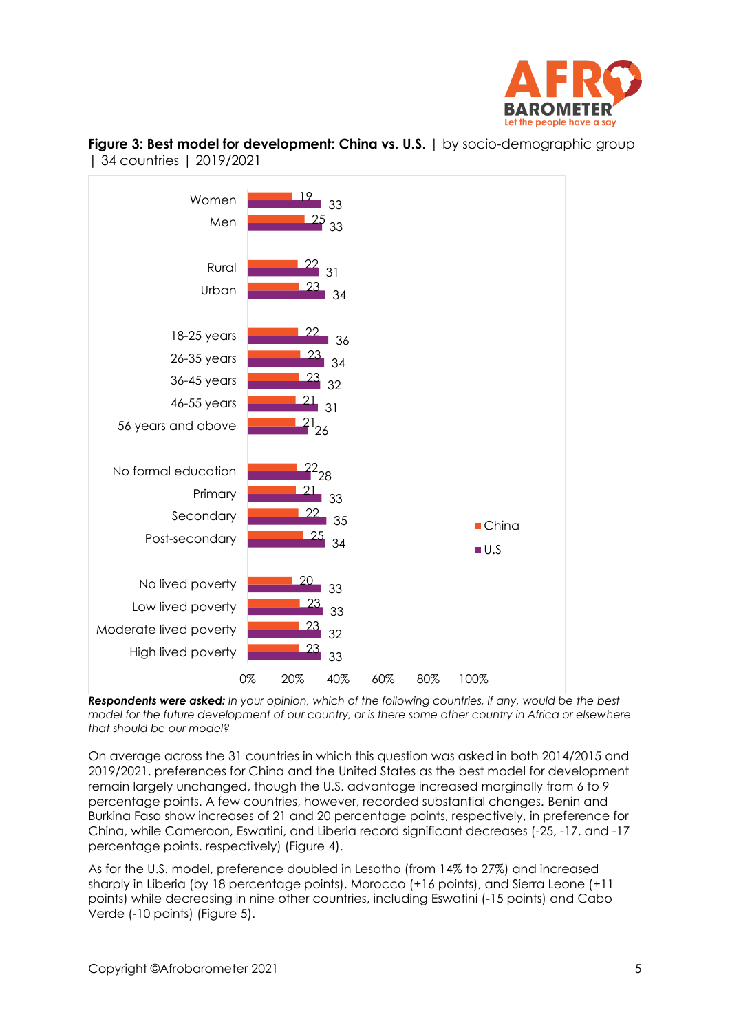**Figure 3: Best model for development: China vs. U.S.** | by socio-demographic group | 34 countries | 2019/2021

| Group | China | U.S |
|---|---|---|
| Women | 19 | 33 |
| Men | 25 | 33 |
| Rural | 22 | 31 |
| Urban | 23 | 34 |
| 18-25 years | 22 | 36 |
| 26-35 years | 23 | 34 |
| 36-45 years | 23 | 32 |
| 46-55 years | 21 | 31 |
| 56 years and above | 21 | 26 |
| No formal education | 22 | 28 |
| Primary | 21 | 33 |
| Secondary | 22 | 35 |
| Post-secondary | 25 | 34 |
| No lived poverty | 20 | 33 |
| Low lived poverty | 23 | 33 |
| Moderate lived poverty | 23 | 32 |
| High lived poverty | 23 | 33 |

***Respondents were asked:*** *In your opinion, which of the following countries, if any, would be the best model for the future development of our country, or is there some other country in Africa or elsewhere that should be our model?*

On average across the 31 countries in which this question was asked in both 2014/2015 and 2019/2021, preferences for China and the United States as the best model for development remain largely unchanged, though the U.S. advantage increased marginally from 6 to 9 percentage points. A few countries, however, recorded substantial changes. Benin and Burkina Faso show increases of 21 and 20 percentage points, respectively, in preference for China, while Cameroon, Eswatini, and Liberia record significant decreases (-25, -17, and -17 percentage points, respectively) (Figure 4).

As for the U.S. model, preference doubled in Lesotho (from 14% to 27%) and increased sharply in Liberia (by 18 percentage points), Morocco (+16 points), and Sierra Leone (+11 points) while decreasing in nine other countries, including Eswatini (-15 points) and Cabo Verde (-10 points) (Figure 5).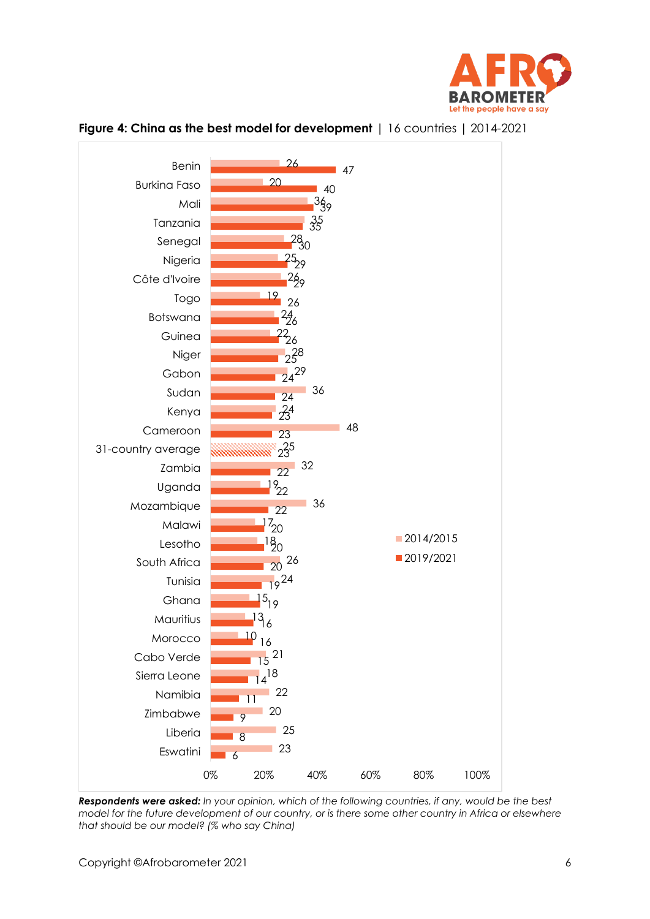**Figure 4: China as the best model for development** | 16 countries | 2014-2021

| Country | 2014/2015 | 2019/2021 |
|---|---|---|
| Benin | 26 | 47 |
| Burkina Faso | 20 | 40 |
| Mali | 36 | 39 |
| Tanzania | 35 | 35 |
| Senegal | 28 | 30 |
| Nigeria | 25 | 29 |
| Côte d'Ivoire | 26 | 29 |
| Togo | 19 | 26 |
| Botswana | 24 | 26 |
| Guinea | 22 | 26 |
| Niger | 28 | 25 |
| Gabon | 29 | 24 |
| Sudan | 36 | 24 |
| Kenya | 24 | 23 |
| Cameroon | 48 | 23 |
| 31-country average | 25 | 23 |
| Zambia | 32 | 22 |
| Uganda | 19 | 22 |
| Mozambique | 36 | 22 |
| Malawi | 17 | 20 |
| Lesotho | 18 | 20 |
| South Africa | 26 | 20 |
| Tunisia | 24 | 19 |
| Ghana | 15 | 19 |
| Mauritius | 13 | 16 |
| Morocco | 10 | 16 |
| Cabo Verde | 21 | 15 |
| Sierra Leone | 18 | 14 |
| Namibia | 22 | 11 |
| Zimbabwe | 20 | 9 |
| Liberia | 25 | 8 |
| Eswatini | 23 | 6 |

***Respondents were asked:*** *In your opinion, which of the following countries, if any, would be the best model for the future development of our country, or is there some other country in Africa or elsewhere that should be our model? (% who say China)*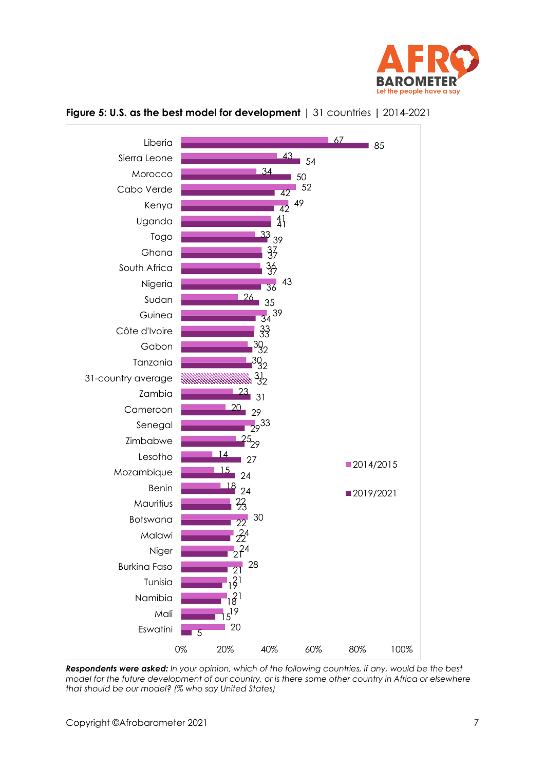**Figure 5: U.S. as the best model for development** | 31 countries | 2014-2021

| Country | 2014/2015 | 2019/2021 |
|---|---|---|
| Liberia | 67 | 85 |
| Sierra Leone | 43 | 54 |
| Morocco | 34 | 50 |
| Cabo Verde | 52 | 42 |
| Kenya | 49 | 42 |
| Uganda | 41 | 41 |
| Togo | 33 | 39 |
| Ghana | 37 | 37 |
| South Africa | 36 | 37 |
| Nigeria | 43 | 36 |
| Sudan | 26 | 35 |
| Guinea | 39 | 34 |
| Côte d'Ivoire | 33 | 33 |
| Gabon | 30 | 32 |
| Tanzania | 30 | 32 |
| 31-country average | 31 | 32 |
| Zambia | 23 | 31 |
| Cameroon | 20 | 29 |
| Senegal | 33 | 29 |
| Zimbabwe | 25 | 29 |
| Lesotho | 14 | 27 |
| Mozambique | 15 | 24 |
| Benin | 18 | 24 |
| Mauritius | 22 | 23 |
| Botswana | 30 | 22 |
| Malawi | 24 | 22 |
| Niger | 24 | 21 |
| Burkina Faso | 28 | 21 |
| Tunisia | 21 | 19 |
| Namibia | 21 | 18 |
| Mali | 19 | 15 |
| Eswatini | 20 | 5 |

***Respondents were asked:*** *In your opinion, which of the following countries, if any, would be the best model for the future development of our country, or is there some other country in Africa or elsewhere that should be our model? (% who say United States)*

Copyright ©Afrobarometer 2021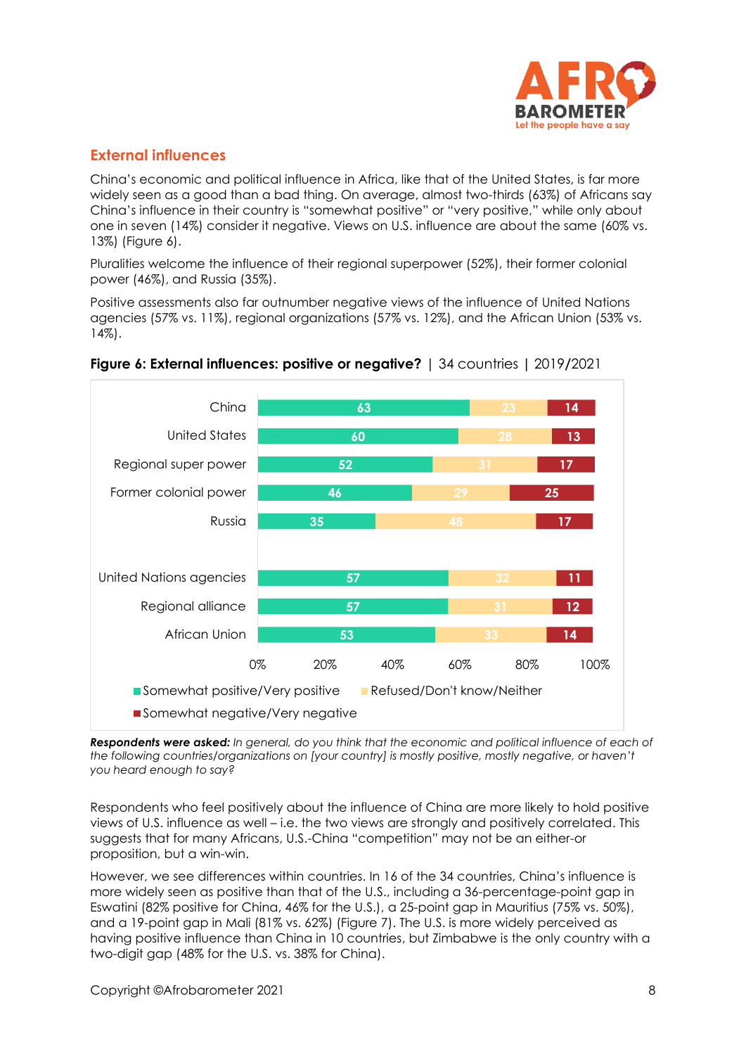## External influences

China's economic and political influence in Africa, like that of the United States, is far more widely seen as a good than a bad thing. On average, almost two-thirds (63%) of Africans say China's influence in their country is "somewhat positive" or "very positive," while only about one in seven (14%) consider it negative. Views on U.S. influence are about the same (60% vs. 13%) (Figure 6).

Pluralities welcome the influence of their regional superpower (52%), their former colonial power (46%), and Russia (35%).

Positive assessments also far outnumber negative views of the influence of United Nations agencies (57% vs. 11%), regional organizations (57% vs. 12%), and the African Union (53% vs. 14%).

**Figure 6: External influences: positive or negative?** | 34 countries | 2019/2021

| | Somewhat positive/Very positive | Refused/Don't know/Neither | Somewhat negative/Very negative |
|---|---|---|---|
| China | 63 | 23 | 14 |
| United States | 60 | 28 | 13 |
| Regional super power | 52 | 31 | 17 |
| Former colonial power | 46 | 29 | 25 |
| Russia | 35 | 48 | 17 |
| United Nations agencies | 57 | 32 | 11 |
| Regional alliance | 57 | 31 | 12 |
| African Union | 53 | 33 | 14 |

***Respondents were asked:*** *In general, do you think that the economic and political influence of each of the following countries/organizations on [your country] is mostly positive, mostly negative, or haven't you heard enough to say?*

Respondents who feel positively about the influence of China are more likely to hold positive views of U.S. influence as well – i.e. the two views are strongly and positively correlated. This suggests that for many Africans, U.S.-China "competition" may not be an either-or proposition, but a win-win.

However, we see differences within countries. In 16 of the 34 countries, China's influence is more widely seen as positive than that of the U.S., including a 36-percentage-point gap in Eswatini (82% positive for China, 46% for the U.S.), a 25-point gap in Mauritius (75% vs. 50%), and a 19-point gap in Mali (81% vs. 62%) (Figure 7). The U.S. is more widely perceived as having positive influence than China in 10 countries, but Zimbabwe is the only country with a two-digit gap (48% for the U.S. vs. 38% for China).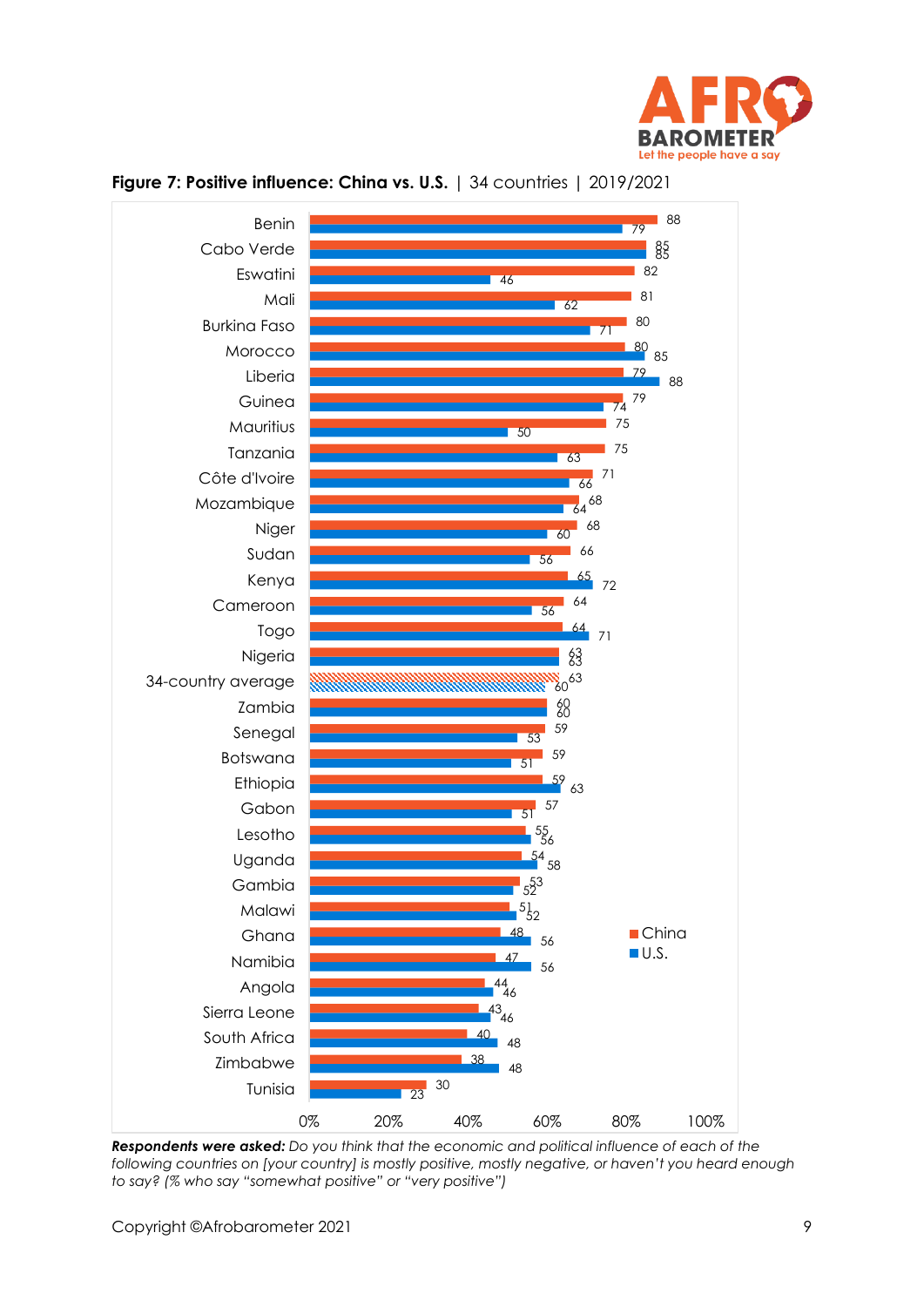**Figure 7: Positive influence: China vs. U.S.** | 34 countries | 2019/2021

| Country | China | U.S. |
|---|---|---|
| Benin | 88 | 79 |
| Cabo Verde | 85 | 85 |
| Eswatini | 82 | 46 |
| Mali | 81 | 62 |
| Burkina Faso | 80 | 71 |
| Morocco | 80 | 85 |
| Liberia | 79 | 88 |
| Guinea | 79 | 74 |
| Mauritius | 75 | 50 |
| Tanzania | 75 | 63 |
| Côte d'Ivoire | 71 | 66 |
| Mozambique | 68 | 64 |
| Niger | 68 | 60 |
| Sudan | 66 | 56 |
| Kenya | 65 | 72 |
| Cameroon | 64 | 56 |
| Togo | 64 | 71 |
| Nigeria | 63 | 63 |
| 34-country average | 63 | 60 |
| Zambia | 60 | 60 |
| Senegal | 59 | 53 |
| Botswana | 59 | 51 |
| Ethiopia | 59 | 63 |
| Gabon | 57 | 51 |
| Lesotho | 55 | 56 |
| Uganda | 54 | 58 |
| Gambia | 53 | 52 |
| Malawi | 51 | 52 |
| Ghana | 48 | 56 |
| Namibia | 47 | 56 |
| Angola | 44 | 46 |
| Sierra Leone | 43 | 46 |
| South Africa | 40 | 48 |
| Zimbabwe | 38 | 48 |
| Tunisia | 30 | 23 |

***Respondents were asked:*** *Do you think that the economic and political influence of each of the following countries on [your country] is mostly positive, mostly negative, or haven't you heard enough to say? (% who say "somewhat positive" or "very positive")*

Copyright ©Afrobarometer 2021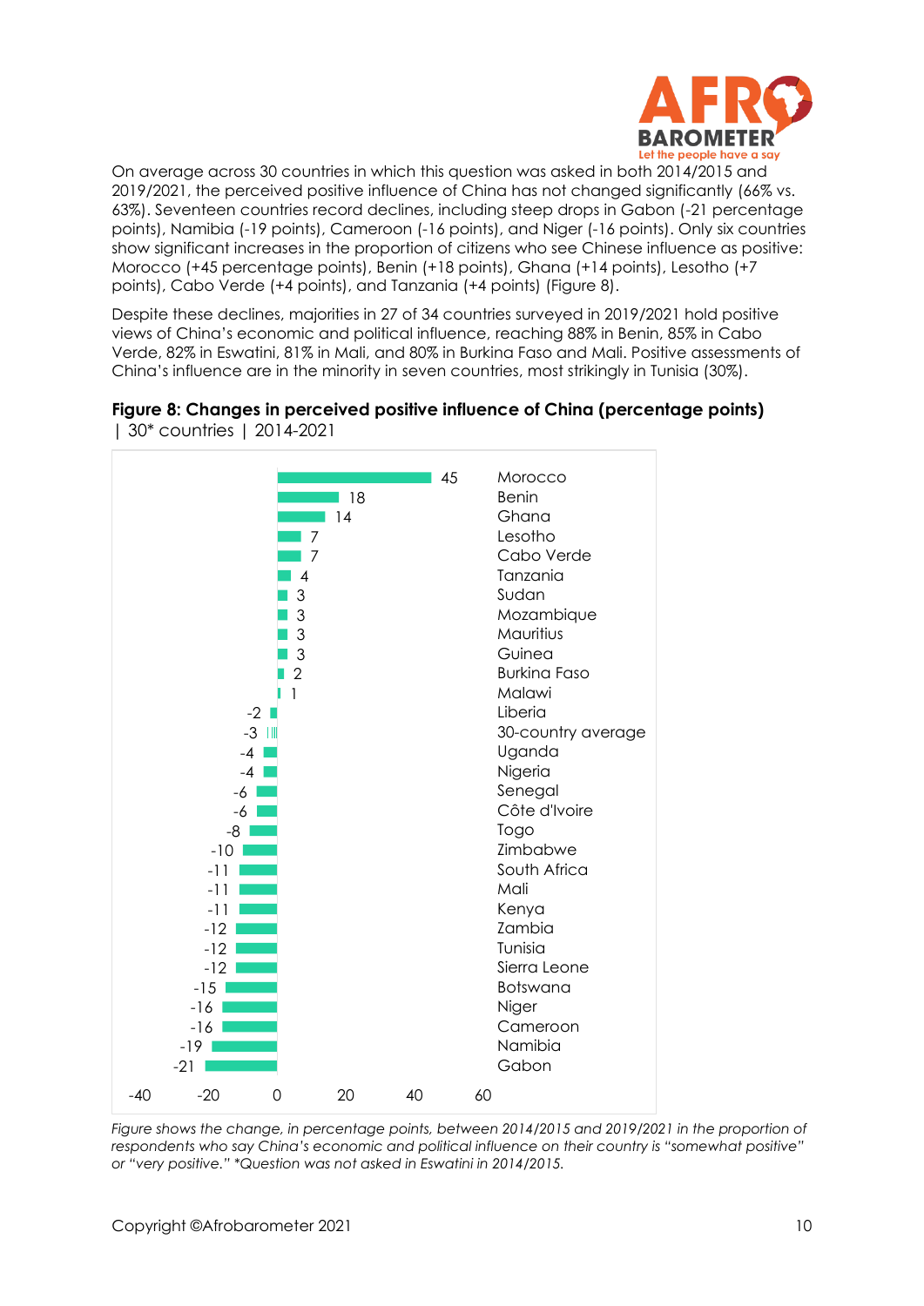On average across 30 countries in which this question was asked in both 2014/2015 and 2019/2021, the perceived positive influence of China has not changed significantly (66% vs. 63%). Seventeen countries record declines, including steep drops in Gabon (-21 percentage points), Namibia (-19 points), Cameroon (-16 points), and Niger (-16 points). Only six countries show significant increases in the proportion of citizens who see Chinese influence as positive: Morocco (+45 percentage points), Benin (+18 points), Ghana (+14 points), Lesotho (+7 points), Cabo Verde (+4 points), and Tanzania (+4 points) (Figure 8).

Despite these declines, majorities in 27 of 34 countries surveyed in 2019/2021 hold positive views of China's economic and political influence, reaching 88% in Benin, 85% in Cabo Verde, 82% in Eswatini, 81% in Mali, and 80% in Burkina Faso and Mali. Positive assessments of China's influence are in the minority in seven countries, most strikingly in Tunisia (30%).

**Figure 8: Changes in perceived positive influence of China (percentage points)** | 30* countries | 2014-2021

| Country | Change |
|---|---|
| Morocco | 45 |
| Benin | 18 |
| Ghana | 14 |
| Lesotho | 7 |
| Cabo Verde | 7 |
| Tanzania | 4 |
| Sudan | 3 |
| Mozambique | 3 |
| Mauritius | 3 |
| Guinea | 3 |
| Burkina Faso | 2 |
| Malawi | 1 |
| Liberia | -2 |
| 30-country average | -3 |
| Uganda | -4 |
| Nigeria | -4 |
| Senegal | -6 |
| Côte d'Ivoire | -6 |
| Togo | -8 |
| Zimbabwe | -10 |
| South Africa | -11 |
| Mali | -11 |
| Kenya | -11 |
| Zambia | -12 |
| Tunisia | -12 |
| Sierra Leone | -12 |
| Botswana | -15 |
| Niger | -16 |
| Cameroon | -16 |
| Namibia | -19 |
| Gabon | -21 |

*Figure shows the change, in percentage points, between 2014/2015 and 2019/2021 in the proportion of respondents who say China's economic and political influence on their country is "somewhat positive" or "very positive." *Question was not asked in Eswatini in 2014/2015.*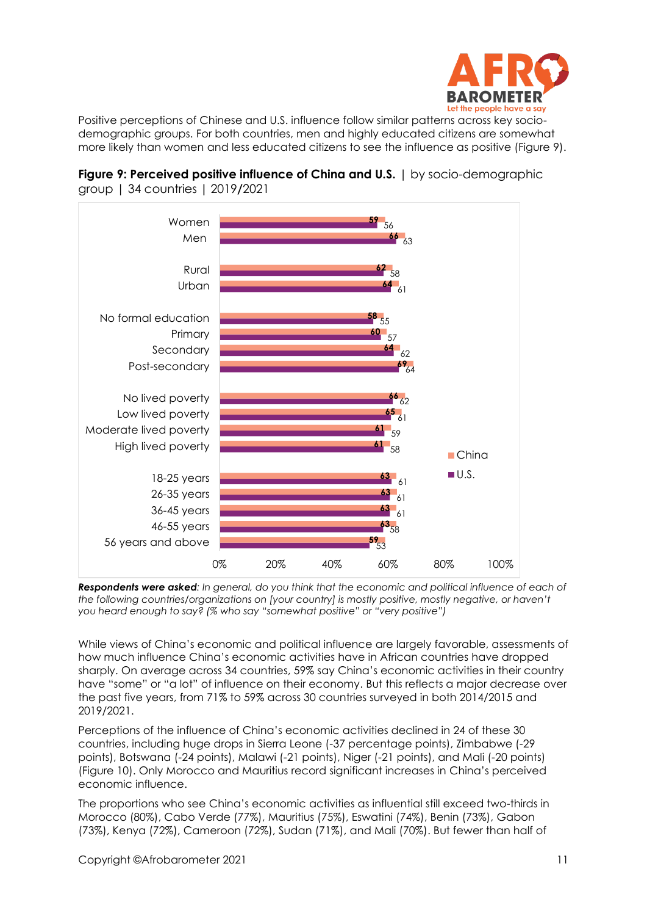Positive perceptions of Chinese and U.S. influence follow similar patterns across key socio-demographic groups. For both countries, men and highly educated citizens are somewhat more likely than women and less educated citizens to see the influence as positive (Figure 9).

**Figure 9: Perceived positive influence of China and U.S.** | by socio-demographic group | 34 countries | 2019/2021

| Group | China | U.S. |
|---|---|---|
| Women | 59 | 56 |
| Men | 66 | 63 |
| Rural | 62 | 58 |
| Urban | 64 | 61 |
| No formal education | 58 | 55 |
| Primary | 60 | 57 |
| Secondary | 64 | 62 |
| Post-secondary | 69 | 64 |
| No lived poverty | 66 | 62 |
| Low lived poverty | 65 | 61 |
| Moderate lived poverty | 61 | 59 |
| High lived poverty | 61 | 58 |
| 18-25 years | 63 | 61 |
| 26-35 years | 63 | 61 |
| 36-45 years | 63 | 61 |
| 46-55 years | 63 | 58 |
| 56 years and above | 59 | 53 |

***Respondents were asked**: In general, do you think that the economic and political influence of each of the following countries/organizations on [your country] is mostly positive, mostly negative, or haven't you heard enough to say? (% who say "somewhat positive" or "very positive")*

While views of China's economic and political influence are largely favorable, assessments of how much influence China's economic activities have in African countries have dropped sharply. On average across 34 countries, 59% say China's economic activities in their country have "some" or "a lot" of influence on their economy. But this reflects a major decrease over the past five years, from 71% to 59% across 30 countries surveyed in both 2014/2015 and 2019/2021.

Perceptions of the influence of China's economic activities declined in 24 of these 30 countries, including huge drops in Sierra Leone (-37 percentage points), Zimbabwe (-29 points), Botswana (-24 points), Malawi (-21 points), Niger (-21 points), and Mali (-20 points) (Figure 10). Only Morocco and Mauritius record significant increases in China's perceived economic influence.

The proportions who see China's economic activities as influential still exceed two-thirds in Morocco (80%), Cabo Verde (77%), Mauritius (75%), Eswatini (74%), Benin (73%), Gabon (73%), Kenya (72%), Cameroon (72%), Sudan (71%), and Mali (70%). But fewer than half of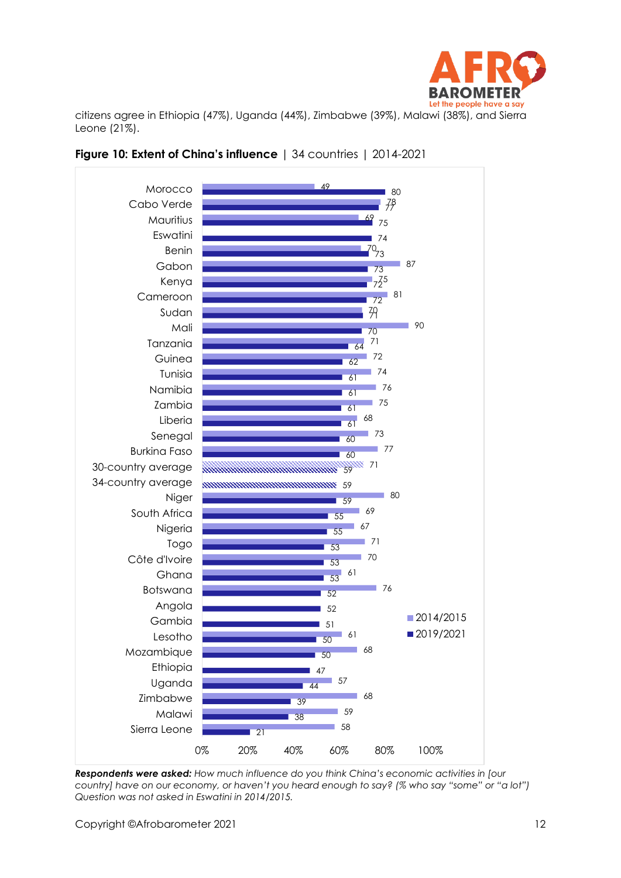citizens agree in Ethiopia (47%), Uganda (44%), Zimbabwe (39%), Malawi (38%), and Sierra Leone (21%).

**Figure 10: Extent of China's influence** | 34 countries | 2014-2021

| Country | 2014/2015 | 2019/2021 |
|---|---|---|
| Morocco | 49 | 80 |
| Cabo Verde | 78 | 77 |
| Mauritius | 69 | 75 |
| Eswatini | | 74 |
| Benin | 70 | 73 |
| Gabon | 87 | 73 |
| Kenya | 75 | 72 |
| Cameroon | 81 | 72 |
| Sudan | 70 | 71 |
| Mali | 90 | 70 |
| Tanzania | 71 | 64 |
| Guinea | 72 | 62 |
| Tunisia | 74 | 61 |
| Namibia | 76 | 61 |
| Zambia | 75 | 61 |
| Liberia | 68 | 61 |
| Senegal | 73 | 60 |
| Burkina Faso | 77 | 60 |
| 30-country average | 71 | 59 |
| 34-country average | | 59 |
| Niger | 80 | 59 |
| South Africa | 69 | 55 |
| Nigeria | 67 | 55 |
| Togo | 71 | 53 |
| Côte d'Ivoire | 70 | 53 |
| Ghana | 61 | 53 |
| Botswana | 76 | 52 |
| Angola | | 52 |
| Gambia | | 51 |
| Lesotho | 61 | 50 |
| Mozambique | 68 | 50 |
| Ethiopia | | 47 |
| Uganda | 57 | 44 |
| Zimbabwe | 68 | 39 |
| Malawi | 59 | 38 |
| Sierra Leone | 58 | 21 |

***Respondents were asked:*** *How much influence do you think China's economic activities in [our country] have on our economy, or haven't you heard enough to say? (% who say "some" or "a lot") Question was not asked in Eswatini in 2014/2015.*

Copyright ©Afrobarometer 2021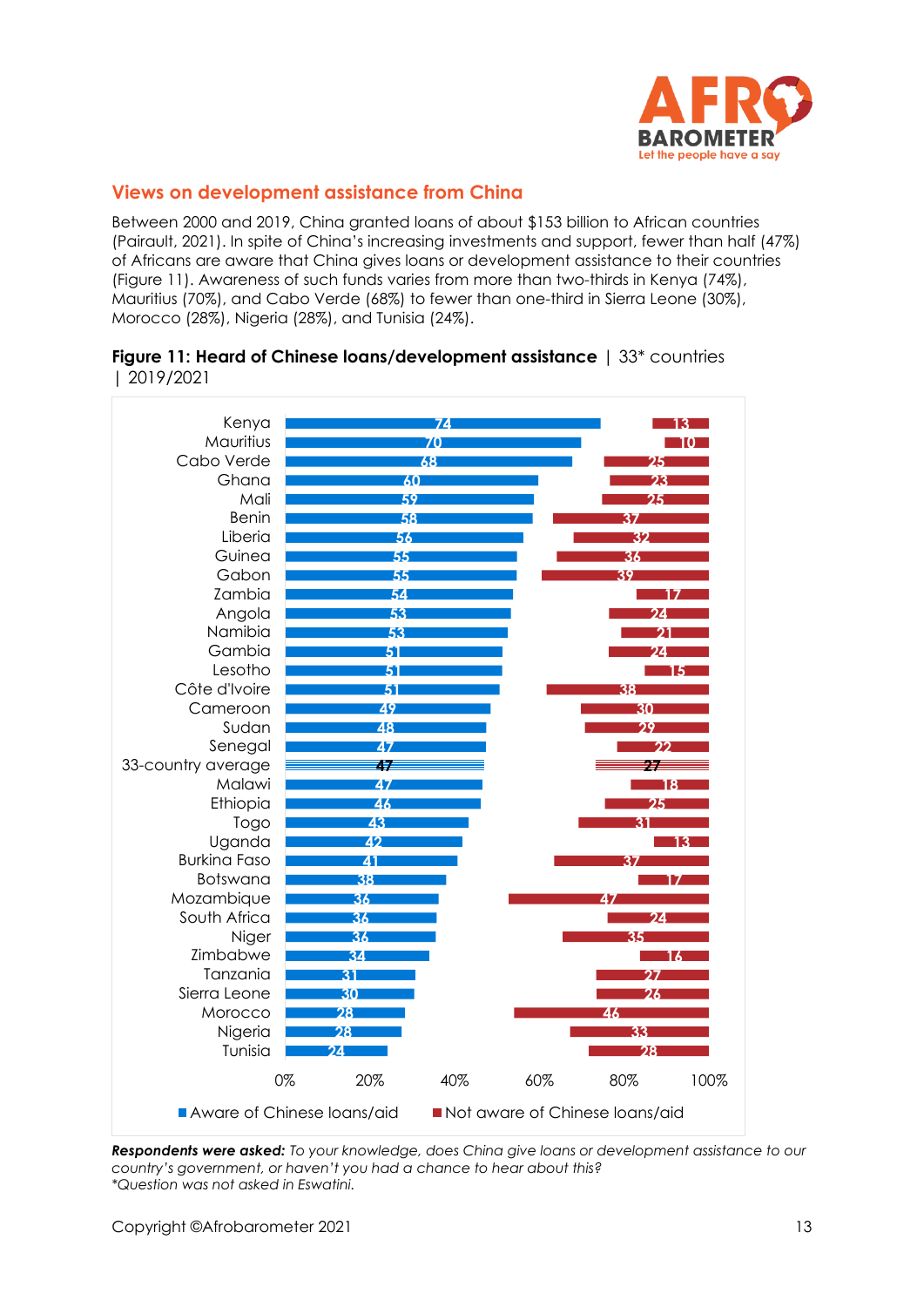## Views on development assistance from China

Between 2000 and 2019, China granted loans of about $153 billion to African countries (Pairault, 2021). In spite of China's increasing investments and support, fewer than half (47%) of Africans are aware that China gives loans or development assistance to their countries (Figure 11). Awareness of such funds varies from more than two-thirds in Kenya (74%), Mauritius (70%), and Cabo Verde (68%) to fewer than one-third in Sierra Leone (30%), Morocco (28%), Nigeria (28%), and Tunisia (24%).

**Figure 11: Heard of Chinese loans/development assistance** | 33* countries | 2019/2021

| Country | Aware of Chinese loans/aid | Not aware of Chinese loans/aid |
|---|---|---|
| Kenya | 74 | 13 |
| Mauritius | 70 | 10 |
| Cabo Verde | 68 | 25 |
| Ghana | 60 | 23 |
| Mali | 59 | 25 |
| Benin | 58 | 37 |
| Liberia | 56 | 32 |
| Guinea | 55 | 36 |
| Gabon | 55 | 39 |
| Zambia | 54 | 17 |
| Angola | 53 | 24 |
| Namibia | 53 | 21 |
| Gambia | 51 | 24 |
| Lesotho | 51 | 15 |
| Côte d'Ivoire | 51 | 38 |
| Cameroon | 49 | 30 |
| Sudan | 48 | 29 |
| Senegal | 47 | 22 |
| 33-country average | 47 | 27 |
| Malawi | 47 | 18 |
| Ethiopia | 46 | 25 |
| Togo | 43 | 31 |
| Uganda | 42 | 13 |
| Burkina Faso | 41 | 37 |
| Botswana | 38 | 17 |
| Mozambique | 36 | 47 |
| South Africa | 36 | 24 |
| Niger | 36 | 35 |
| Zimbabwe | 34 | 16 |
| Tanzania | 31 | 27 |
| Sierra Leone | 30 | 26 |
| Morocco | 28 | 46 |
| Nigeria | 28 | 33 |
| Tunisia | 24 | 28 |

***Respondents were asked:*** *To your knowledge, does China give loans or development assistance to our country's government, or haven't you had a chance to hear about this?*
*\*Question was not asked in Eswatini.*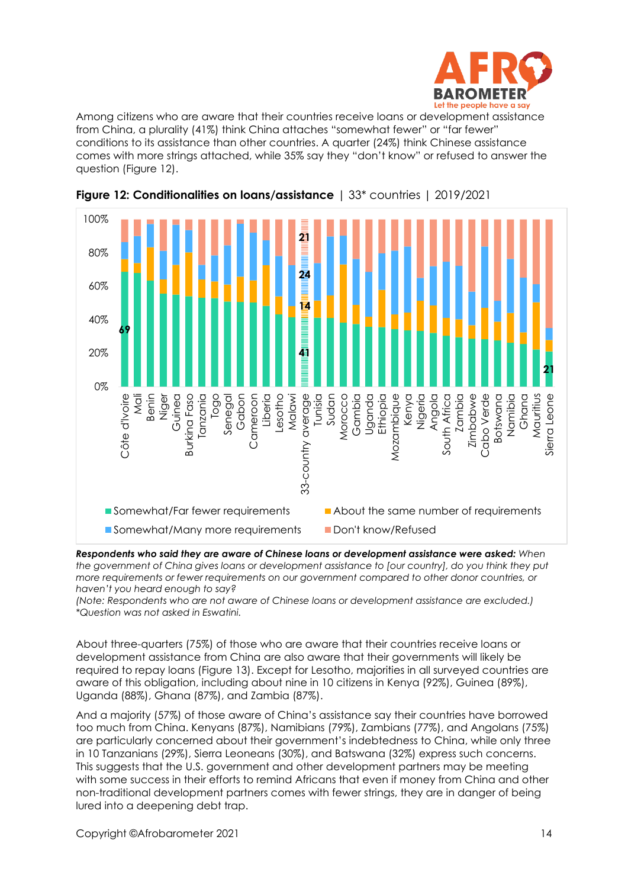Among citizens who are aware that their countries receive loans or development assistance from China, a plurality (41%) think China attaches "somewhat fewer" or "far fewer" conditions to its assistance than other countries. A quarter (24%) think Chinese assistance comes with more strings attached, while 35% say they "don't know" or refused to answer the question (Figure 12).

**Figure 12: Conditionalities on loans/assistance** | 33* countries | 2019/2021

*Respondents who said they are aware of Chinese loans or development assistance were asked: When the government of China gives loans or development assistance to [our country], do you think they put more requirements or fewer requirements on our government compared to other donor countries, or haven't you heard enough to say?*

*(Note: Respondents who are not aware of Chinese loans or development assistance are excluded.)*

*\*Question was not asked in Eswatini.*

About three-quarters (75%) of those who are aware that their countries receive loans or development assistance from China are also aware that their governments will likely be required to repay loans (Figure 13). Except for Lesotho, majorities in all surveyed countries are aware of this obligation, including about nine in 10 citizens in Kenya (92%), Guinea (89%), Uganda (88%), Ghana (87%), and Zambia (87%).

And a majority (57%) of those aware of China's assistance say their countries have borrowed too much from China. Kenyans (87%), Namibians (79%), Zambians (77%), and Angolans (75%) are particularly concerned about their government's indebtedness to China, while only three in 10 Tanzanians (29%), Sierra Leoneans (30%), and Batswana (32%) express such concerns. This suggests that the U.S. government and other development partners may be meeting with some success in their efforts to remind Africans that even if money from China and other non-traditional development partners comes with fewer strings, they are in danger of being lured into a deepening debt trap.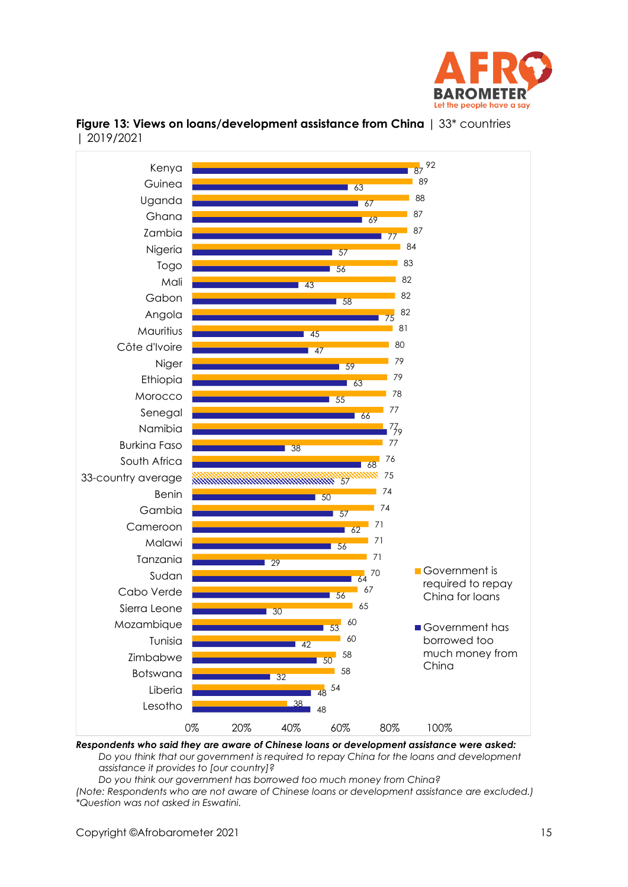**Figure 13: Views on loans/development assistance from China** | 33* countries | 2019/2021

| Country | Government is required to repay China for loans | Government has borrowed too much money from China |
|---|---|---|
| Kenya | 92 | 87 |
| Guinea | 89 | 63 |
| Uganda | 88 | 67 |
| Ghana | 87 | 69 |
| Zambia | 87 | 77 |
| Nigeria | 84 | 57 |
| Togo | 83 | 56 |
| Mali | 82 | 43 |
| Gabon | 82 | 58 |
| Angola | 82 | 75 |
| Mauritius | 81 | 45 |
| Côte d'Ivoire | 80 | 47 |
| Niger | 79 | 59 |
| Ethiopia | 79 | 63 |
| Morocco | 78 | 55 |
| Senegal | 77 | 66 |
| Namibia | 77 | 79 |
| Burkina Faso | 77 | 38 |
| South Africa | 76 | 68 |
| 33-country average | 75 | 57 |
| Benin | 74 | 50 |
| Gambia | 74 | 57 |
| Cameroon | 71 | 62 |
| Malawi | 71 | 56 |
| Tanzania | 71 | 29 |
| Sudan | 70 | 64 |
| Cabo Verde | 67 | 56 |
| Sierra Leone | 65 | 30 |
| Mozambique | 60 | 53 |
| Tunisia | 60 | 42 |
| Zimbabwe | 58 | 50 |
| Botswana | 58 | 32 |
| Liberia | 54 | 48 |
| Lesotho | 38 | 48 |

***Respondents who said they are aware of Chinese loans or development assistance were asked:***

*Do you think that our government is required to repay China for the loans and development assistance it provides to [our country]?*

*Do you think our government has borrowed too much money from China?*

*(Note: Respondents who are not aware of Chinese loans or development assistance are excluded.)*

*\*Question was not asked in Eswatini.*

Copyright ©Afrobarometer 2021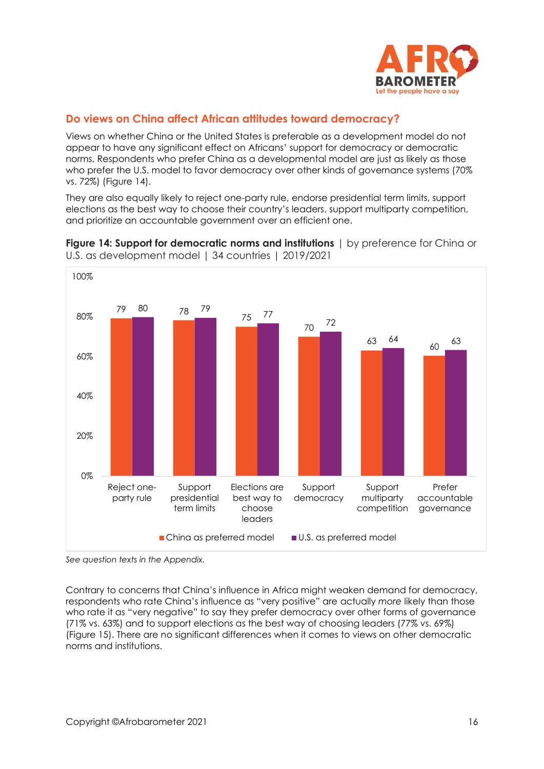## Do views on China affect African attitudes toward democracy?

Views on whether China or the United States is preferable as a development model do not appear to have any significant effect on Africans' support for democracy or democratic norms. Respondents who prefer China as a developmental model are just as likely as those who prefer the U.S. model to favor democracy over other kinds of governance systems (70% vs. 72%) (Figure 14).

They are also equally likely to reject one-party rule, endorse presidential term limits, support elections as the best way to choose their country's leaders, support multiparty competition, and prioritize an accountable government over an efficient one.

**Figure 14: Support for democratic norms and institutions** | by preference for China or U.S. as development model | 34 countries | 2019/2021

| | China as preferred model | U.S. as preferred model |
|---|---|---|
| Reject one-party rule | 79 | 80 |
| Support presidential term limits | 78 | 79 |
| Elections are best way to choose leaders | 75 | 77 |
| Support democracy | 70 | 72 |
| Support multiparty competition | 63 | 64 |
| Prefer accountable governance | 60 | 63 |

*See question texts in the Appendix.*

Contrary to concerns that China's influence in Africa might weaken demand for democracy, respondents who rate China's influence as "very positive" are actually *more* likely than those who rate it as "very negative" to say they prefer democracy over other forms of governance (71% vs. 63%) and to support elections as the best way of choosing leaders (77% vs. 69%) (Figure 15). There are no significant differences when it comes to views on other democratic norms and institutions.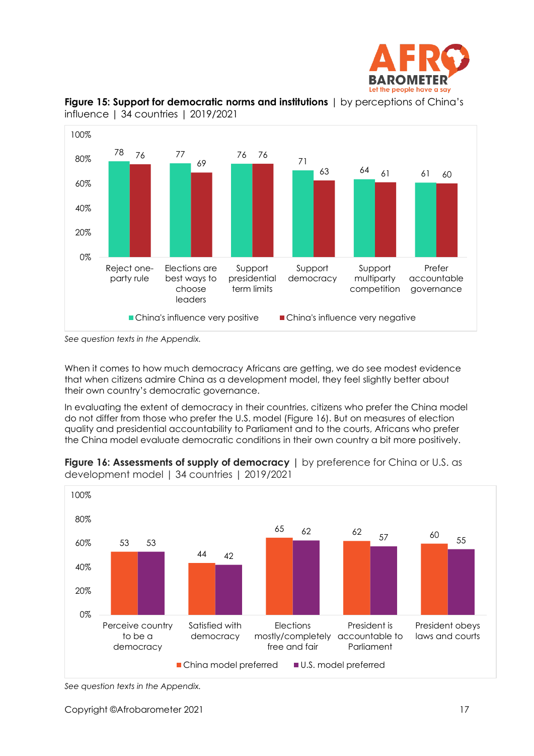**Figure 15: Support for democratic norms and institutions** | by perceptions of China's influence | 34 countries | 2019/2021

| | China's influence very positive | China's influence very negative |
|---|---|---|
| Reject one-party rule | 78 | 76 |
| Elections are best ways to choose leaders | 77 | 69 |
| Support presidential term limits | 76 | 76 |
| Support democracy | 71 | 63 |
| Support multiparty competition | 64 | 61 |
| Prefer accountable governance | 61 | 60 |

*See question texts in the Appendix.*

When it comes to how much democracy Africans are getting, we do see modest evidence that when citizens admire China as a development model, they feel slightly better about their own country's democratic governance.

In evaluating the extent of democracy in their countries, citizens who prefer the China model do not differ from those who prefer the U.S. model (Figure 16). But on measures of election quality and presidential accountability to Parliament and to the courts, Africans who prefer the China model evaluate democratic conditions in their own country a bit more positively.

**Figure 16: Assessments of supply of democracy** | by preference for China or U.S. as development model | 34 countries | 2019/2021

| | China model preferred | U.S. model preferred |
|---|---|---|
| Perceive country to be a democracy | 53 | 53 |
| Satisfied with democracy | 44 | 42 |
| Elections mostly/completely free and fair | 65 | 62 |
| President is accountable to Parliament | 62 | 57 |
| President obeys laws and courts | 60 | 55 |

*See question texts in the Appendix.*

Copyright ©Afrobarometer 2021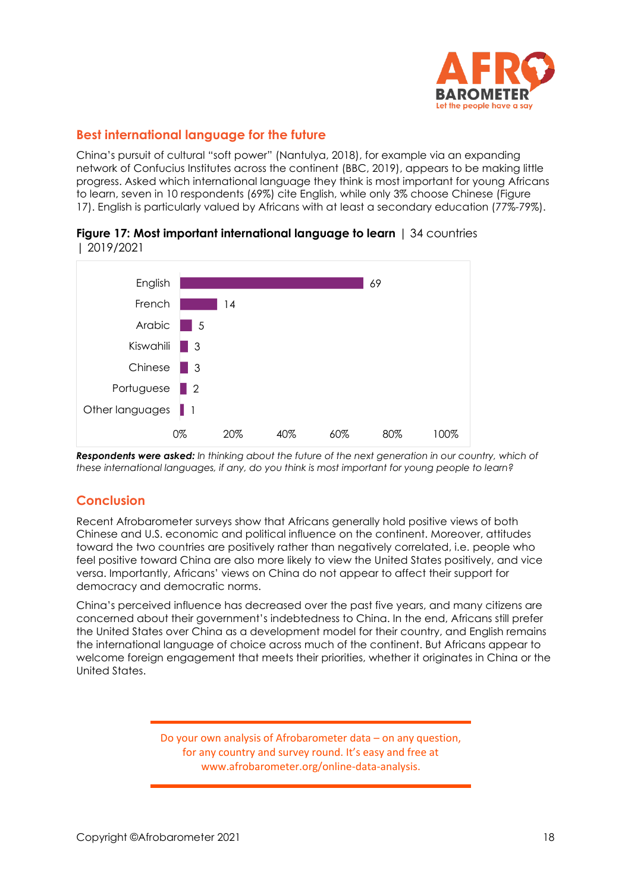## Best international language for the future

China's pursuit of cultural "soft power" (Nantulya, 2018), for example via an expanding network of Confucius Institutes across the continent (BBC, 2019), appears to be making little progress. Asked which international language they think is most important for young Africans to learn, seven in 10 respondents (69%) cite English, while only 3% choose Chinese (Figure 17). English is particularly valued by Africans with at least a secondary education (77%-79%).

**Figure 17: Most important international language to learn** | 34 countries | 2019/2021

| Language | % |
|---|---|
| English | 69 |
| French | 14 |
| Arabic | 5 |
| Kiswahili | 3 |
| Chinese | 3 |
| Portuguese | 2 |
| Other languages | 1 |

***Respondents were asked:*** *In thinking about the future of the next generation in our country, which of these international languages, if any, do you think is most important for young people to learn?*

## Conclusion

Recent Afrobarometer surveys show that Africans generally hold positive views of both Chinese and U.S. economic and political influence on the continent. Moreover, attitudes toward the two countries are positively rather than negatively correlated, i.e. people who feel positive toward China are also more likely to view the United States positively, and vice versa. Importantly, Africans' views on China do not appear to affect their support for democracy and democratic norms.

China's perceived influence has decreased over the past five years, and many citizens are concerned about their government's indebtedness to China. In the end, Africans still prefer the United States over China as a development model for their country, and English remains the international language of choice across much of the continent. But Africans appear to welcome foreign engagement that meets their priorities, whether it originates in China or the United States.

Do your own analysis of Afrobarometer data – on any question, for any country and survey round. It's easy and free at www.afrobarometer.org/online-data-analysis.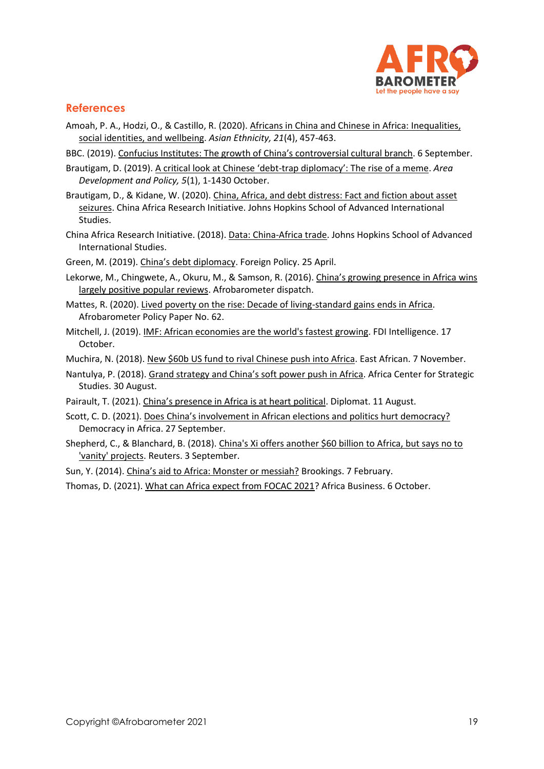## References

Amoah, P. A., Hodzi, O., & Castillo, R. (2020). Africans in China and Chinese in Africa: Inequalities, social identities, and wellbeing. *Asian Ethnicity, 21*(4), 457-463.

BBC. (2019). Confucius Institutes: The growth of China's controversial cultural branch. 6 September.

Brautigam, D. (2019). A critical look at Chinese 'debt-trap diplomacy': The rise of a meme. *Area Development and Policy, 5*(1), 1-1430 October.

Brautigam, D., & Kidane, W. (2020). China, Africa, and debt distress: Fact and fiction about asset seizures. China Africa Research Initiative. Johns Hopkins School of Advanced International Studies.

China Africa Research Initiative. (2018). Data: China-Africa trade. Johns Hopkins School of Advanced International Studies.

Green, M. (2019). China's debt diplomacy. Foreign Policy. 25 April.

Lekorwe, M., Chingwete, A., Okuru, M., & Samson, R. (2016). China's growing presence in Africa wins largely positive popular reviews. Afrobarometer dispatch.

Mattes, R. (2020). Lived poverty on the rise: Decade of living-standard gains ends in Africa. Afrobarometer Policy Paper No. 62.

Mitchell, J. (2019). IMF: African economies are the world's fastest growing. FDI Intelligence. 17 October.

Muchira, N. (2018). New $60b US fund to rival Chinese push into Africa. East African. 7 November.

Nantulya, P. (2018). Grand strategy and China's soft power push in Africa. Africa Center for Strategic Studies. 30 August.

Pairault, T. (2021). China's presence in Africa is at heart political. Diplomat. 11 August.

Scott, C. D. (2021). Does China's involvement in African elections and politics hurt democracy? Democracy in Africa. 27 September.

Shepherd, C., & Blanchard, B. (2018). China's Xi offers another $60 billion to Africa, but says no to 'vanity' projects. Reuters. 3 September.

Sun, Y. (2014). China's aid to Africa: Monster or messiah? Brookings. 7 February.

Thomas, D. (2021). What can Africa expect from FOCAC 2021? Africa Business. 6 October.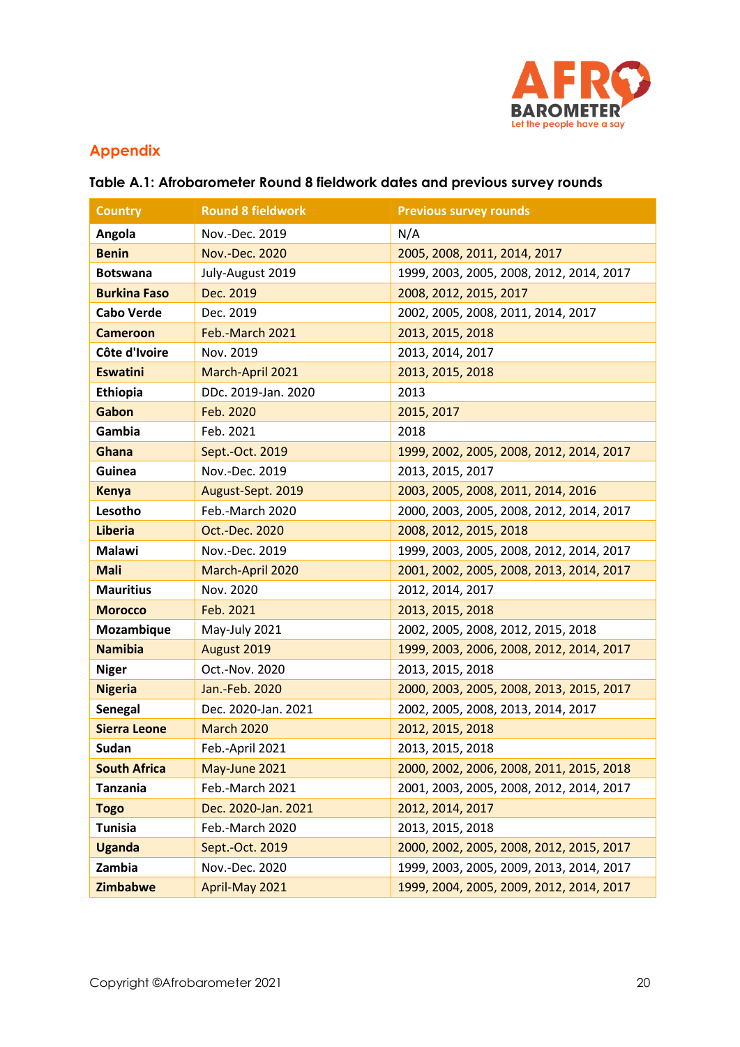## Appendix

**Table A.1: Afrobarometer Round 8 fieldwork dates and previous survey rounds**

| Country | Round 8 fieldwork | Previous survey rounds |
|---|---|---|
| **Angola** | Nov.-Dec. 2019 | N/A |
| **Benin** | Nov.-Dec. 2020 | 2005, 2008, 2011, 2014, 2017 |
| **Botswana** | July-August 2019 | 1999, 2003, 2005, 2008, 2012, 2014, 2017 |
| **Burkina Faso** | Dec. 2019 | 2008, 2012, 2015, 2017 |
| **Cabo Verde** | Dec. 2019 | 2002, 2005, 2008, 2011, 2014, 2017 |
| **Cameroon** | Feb.-March 2021 | 2013, 2015, 2018 |
| **Côte d'Ivoire** | Nov. 2019 | 2013, 2014, 2017 |
| **Eswatini** | March-April 2021 | 2013, 2015, 2018 |
| **Ethiopia** | DDc. 2019-Jan. 2020 | 2013 |
| **Gabon** | Feb. 2020 | 2015, 2017 |
| **Gambia** | Feb. 2021 | 2018 |
| **Ghana** | Sept.-Oct. 2019 | 1999, 2002, 2005, 2008, 2012, 2014, 2017 |
| **Guinea** | Nov.-Dec. 2019 | 2013, 2015, 2017 |
| **Kenya** | August-Sept. 2019 | 2003, 2005, 2008, 2011, 2014, 2016 |
| **Lesotho** | Feb.-March 2020 | 2000, 2003, 2005, 2008, 2012, 2014, 2017 |
| **Liberia** | Oct.-Dec. 2020 | 2008, 2012, 2015, 2018 |
| **Malawi** | Nov.-Dec. 2019 | 1999, 2003, 2005, 2008, 2012, 2014, 2017 |
| **Mali** | March-April 2020 | 2001, 2002, 2005, 2008, 2013, 2014, 2017 |
| **Mauritius** | Nov. 2020 | 2012, 2014, 2017 |
| **Morocco** | Feb. 2021 | 2013, 2015, 2018 |
| **Mozambique** | May-July 2021 | 2002, 2005, 2008, 2012, 2015, 2018 |
| **Namibia** | August 2019 | 1999, 2003, 2006, 2008, 2012, 2014, 2017 |
| **Niger** | Oct.-Nov. 2020 | 2013, 2015, 2018 |
| **Nigeria** | Jan.-Feb. 2020 | 2000, 2003, 2005, 2008, 2013, 2015, 2017 |
| **Senegal** | Dec. 2020-Jan. 2021 | 2002, 2005, 2008, 2013, 2014, 2017 |
| **Sierra Leone** | March 2020 | 2012, 2015, 2018 |
| **Sudan** | Feb.-April 2021 | 2013, 2015, 2018 |
| **South Africa** | May-June 2021 | 2000, 2002, 2006, 2008, 2011, 2015, 2018 |
| **Tanzania** | Feb.-March 2021 | 2001, 2003, 2005, 2008, 2012, 2014, 2017 |
| **Togo** | Dec. 2020-Jan. 2021 | 2012, 2014, 2017 |
| **Tunisia** | Feb.-March 2020 | 2013, 2015, 2018 |
| **Uganda** | Sept.-Oct. 2019 | 2000, 2002, 2005, 2008, 2012, 2015, 2017 |
| **Zambia** | Nov.-Dec. 2020 | 1999, 2003, 2005, 2009, 2013, 2014, 2017 |
| **Zimbabwe** | April-May 2021 | 1999, 2004, 2005, 2009, 2012, 2014, 2017 |

Copyright ©Afrobarometer 2021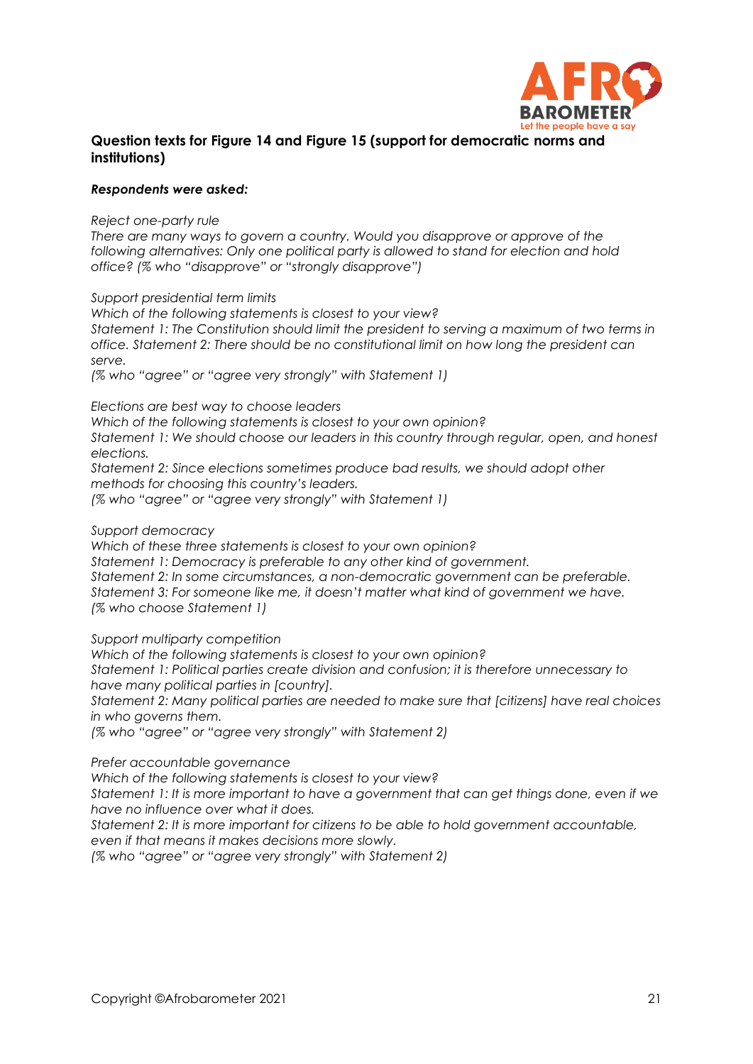**Question texts for Figure 14 and Figure 15 (support for democratic norms and institutions)**

***Respondents were asked:***

*Reject one-party rule*
*There are many ways to govern a country. Would you disapprove or approve of the following alternatives: Only one political party is allowed to stand for election and hold office? (% who "disapprove" or "strongly disapprove")*

*Support presidential term limits*
*Which of the following statements is closest to your view?*
*Statement 1: The Constitution should limit the president to serving a maximum of two terms in office. Statement 2: There should be no constitutional limit on how long the president can serve.*
*(% who "agree" or "agree very strongly" with Statement 1)*

*Elections are best way to choose leaders*
*Which of the following statements is closest to your own opinion?*
*Statement 1: We should choose our leaders in this country through regular, open, and honest elections.*
*Statement 2: Since elections sometimes produce bad results, we should adopt other methods for choosing this country's leaders.*
*(% who "agree" or "agree very strongly" with Statement 1)*

*Support democracy*
*Which of these three statements is closest to your own opinion?*
*Statement 1: Democracy is preferable to any other kind of government.*
*Statement 2: In some circumstances, a non-democratic government can be preferable.*
*Statement 3: For someone like me, it doesn't matter what kind of government we have.*
*(% who choose Statement 1)*

*Support multiparty competition*
*Which of the following statements is closest to your own opinion?*
*Statement 1: Political parties create division and confusion; it is therefore unnecessary to have many political parties in [country].*
*Statement 2: Many political parties are needed to make sure that [citizens] have real choices in who governs them.*
*(% who "agree" or "agree very strongly" with Statement 2)*

*Prefer accountable governance*
*Which of the following statements is closest to your view?*
*Statement 1: It is more important to have a government that can get things done, even if we have no influence over what it does.*
*Statement 2: It is more important for citizens to be able to hold government accountable, even if that means it makes decisions more slowly.*
*(% who "agree" or "agree very strongly" with Statement 2)*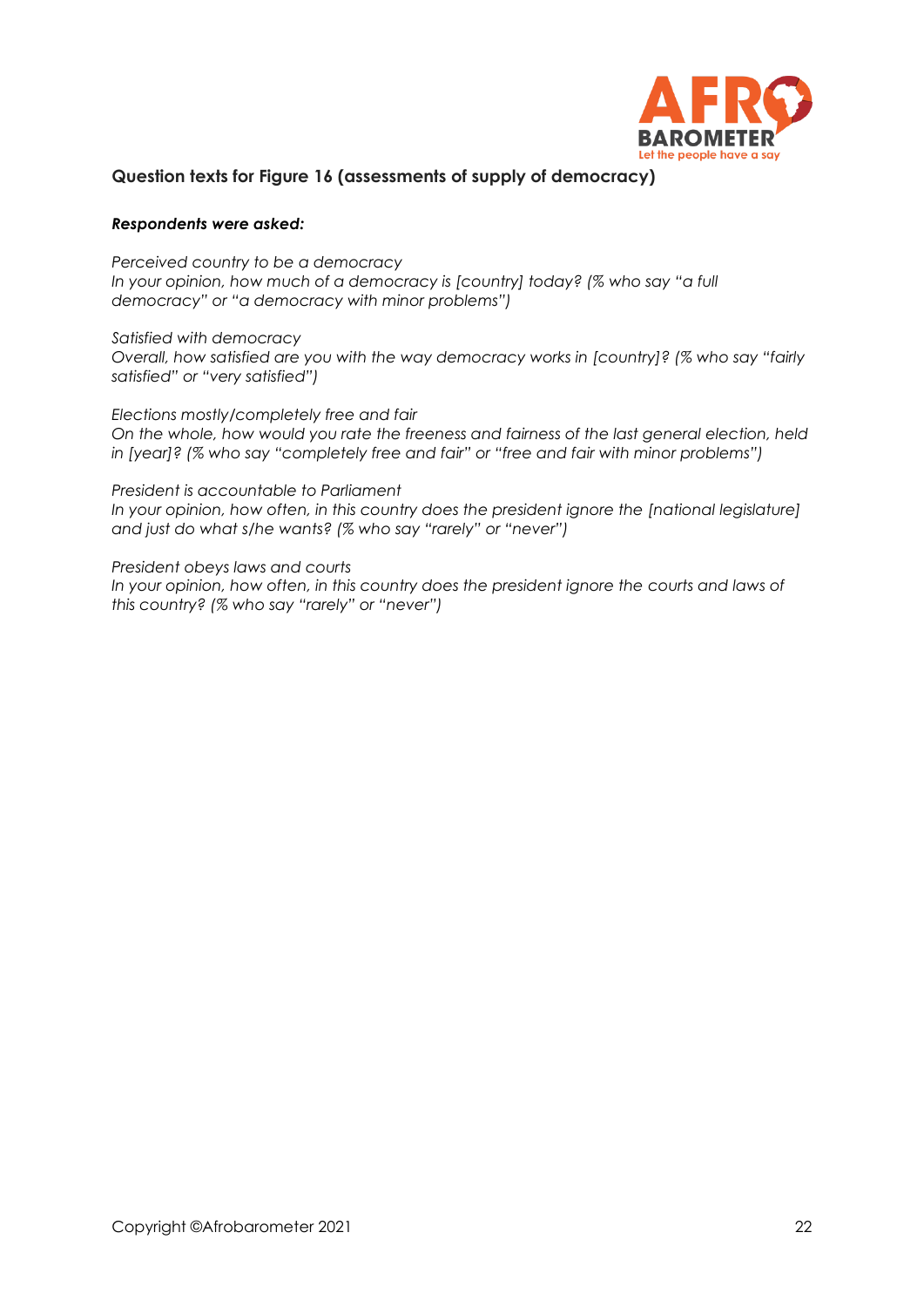### Question texts for Figure 16 (assessments of supply of democracy)

***Respondents were asked:***

*Perceived country to be a democracy*
*In your opinion, how much of a democracy is [country] today? (% who say "a full democracy" or "a democracy with minor problems")*

*Satisfied with democracy*
*Overall, how satisfied are you with the way democracy works in [country]? (% who say "fairly satisfied" or "very satisfied")*

*Elections mostly/completely free and fair*
*On the whole, how would you rate the freeness and fairness of the last general election, held in [year]? (% who say "completely free and fair" or "free and fair with minor problems")*

*President is accountable to Parliament*
*In your opinion, how often, in this country does the president ignore the [national legislature] and just do what s/he wants? (% who say "rarely" or "never")*

*President obeys laws and courts*
*In your opinion, how often, in this country does the president ignore the courts and laws of this country? (% who say "rarely" or "never")*

Copyright ©Afrobarometer 2021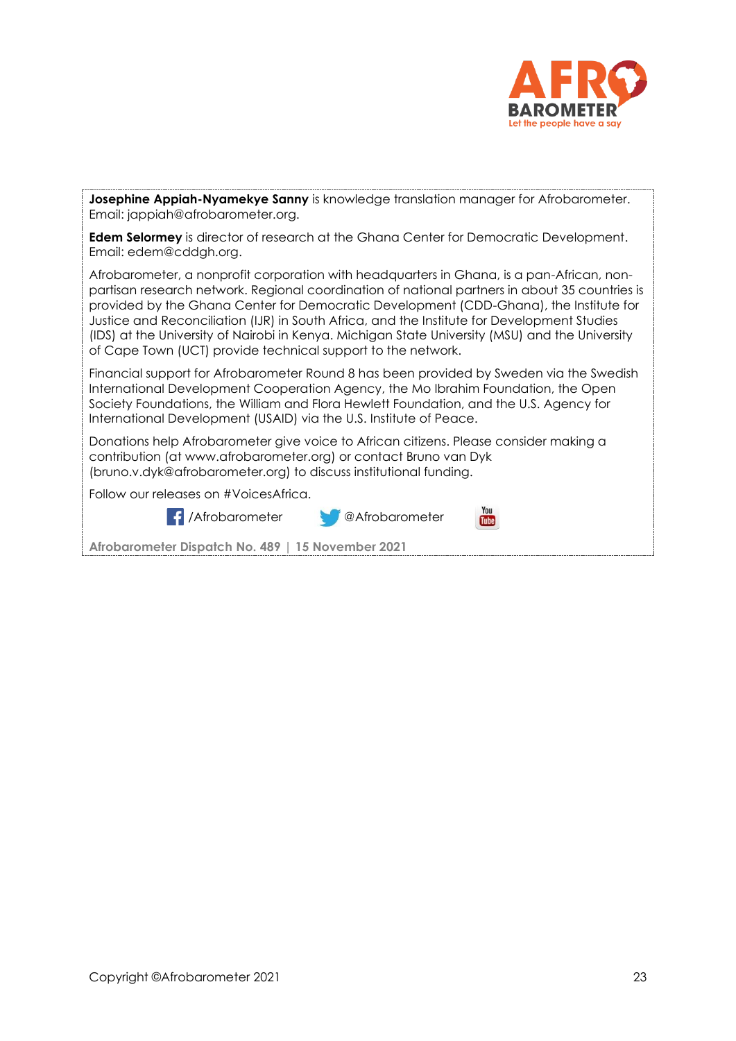**Josephine Appiah-Nyamekye Sanny** is knowledge translation manager for Afrobarometer. Email: jappiah@afrobarometer.org.

**Edem Selormey** is director of research at the Ghana Center for Democratic Development. Email: edem@cddgh.org.

Afrobarometer, a nonprofit corporation with headquarters in Ghana, is a pan-African, non-partisan research network. Regional coordination of national partners in about 35 countries is provided by the Ghana Center for Democratic Development (CDD-Ghana), the Institute for Justice and Reconciliation (IJR) in South Africa, and the Institute for Development Studies (IDS) at the University of Nairobi in Kenya. Michigan State University (MSU) and the University of Cape Town (UCT) provide technical support to the network.

Financial support for Afrobarometer Round 8 has been provided by Sweden via the Swedish International Development Cooperation Agency, the Mo Ibrahim Foundation, the Open Society Foundations, the William and Flora Hewlett Foundation, and the U.S. Agency for International Development (USAID) via the U.S. Institute of Peace.

Donations help Afrobarometer give voice to African citizens. Please consider making a contribution (at www.afrobarometer.org) or contact Bruno van Dyk (bruno.v.dyk@afrobarometer.org) to discuss institutional funding.

Follow our releases on #VoicesAfrica.

/Afrobarometer @Afrobarometer

**Afrobarometer Dispatch No. 489 | 15 November 2021**

Copyright ©Afrobarometer 2021